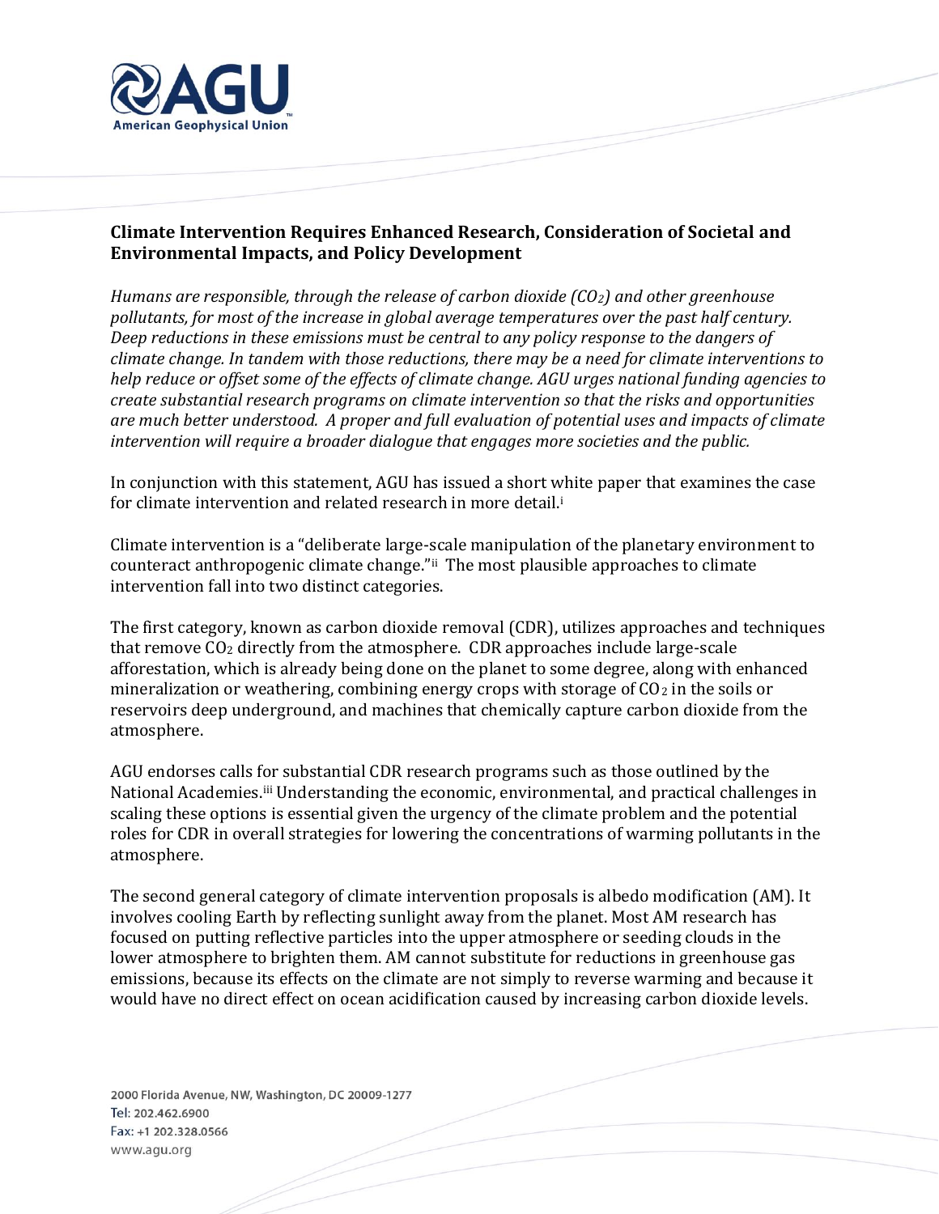## Climate Intervention Requires Enhanced Research, Consideration of Societal and Environmental Impacts, and Policy Development

*Humans are responsible, through the release of carbon dioxide ($CO_2$) and other greenhouse pollutants, for most of the increase in global average temperatures over the past half century. Deep reductions in these emissions must be central to any policy response to the dangers of climate change. In tandem with those reductions, there may be a need for climate interventions to help reduce or offset some of the effects of climate change. AGU urges national funding agencies to create substantial research programs on climate intervention so that the risks and opportunities are much better understood. A proper and full evaluation of potential uses and impacts of climate intervention will require a broader dialogue that engages more societies and the public.*

In conjunction with this statement, AGU has issued a short white paper that examines the case for climate intervention and related research in more detail.[i]

Climate intervention is a "deliberate large-scale manipulation of the planetary environment to counteract anthropogenic climate change."[ii] The most plausible approaches to climate intervention fall into two distinct categories.

The first category, known as carbon dioxide removal (CDR), utilizes approaches and techniques that remove $CO_2$ directly from the atmosphere. CDR approaches include large-scale afforestation, which is already being done on the planet to some degree, along with enhanced mineralization or weathering, combining energy crops with storage of $CO_2$ in the soils or reservoirs deep underground, and machines that chemically capture carbon dioxide from the atmosphere.

AGU endorses calls for substantial CDR research programs such as those outlined by the National Academies.[iii] Understanding the economic, environmental, and practical challenges in scaling these options is essential given the urgency of the climate problem and the potential roles for CDR in overall strategies for lowering the concentrations of warming pollutants in the atmosphere.

The second general category of climate intervention proposals is albedo modification (AM). It involves cooling Earth by reflecting sunlight away from the planet. Most AM research has focused on putting reflective particles into the upper atmosphere or seeding clouds in the lower atmosphere to brighten them. AM cannot substitute for reductions in greenhouse gas emissions, because its effects on the climate are not simply to reverse warming and because it would have no direct effect on ocean acidification caused by increasing carbon dioxide levels.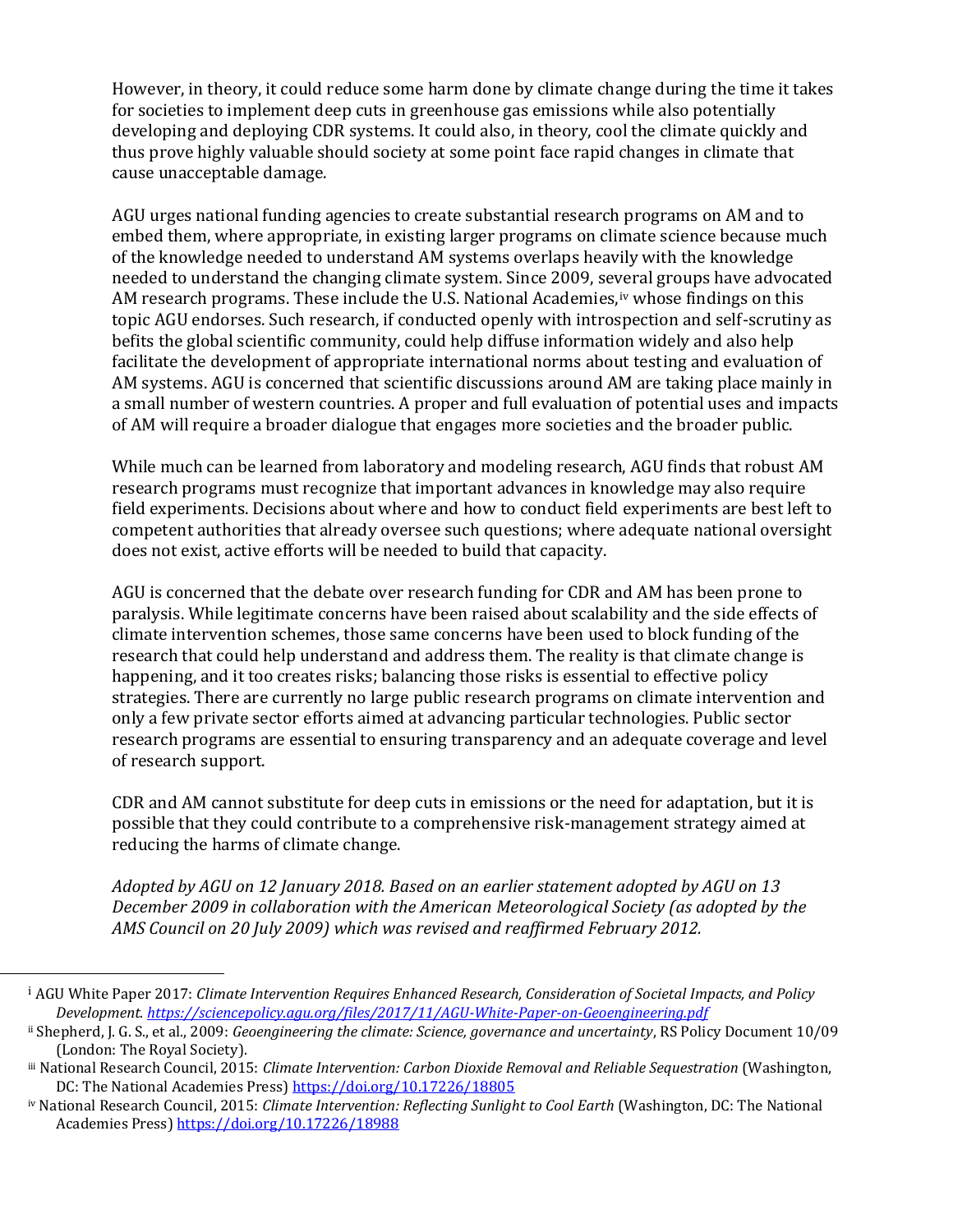However, in theory, it could reduce some harm done by climate change during the time it takes for societies to implement deep cuts in greenhouse gas emissions while also potentially developing and deploying CDR systems. It could also, in theory, cool the climate quickly and thus prove highly valuable should society at some point face rapid changes in climate that cause unacceptable damage.

AGU urges national funding agencies to create substantial research programs on AM and to embed them, where appropriate, in existing larger programs on climate science because much of the knowledge needed to understand AM systems overlaps heavily with the knowledge needed to understand the changing climate system. Since 2009, several groups have advocated AM research programs. These include the U.S. National Academies,[iv] whose findings on this topic AGU endorses. Such research, if conducted openly with introspection and self-scrutiny as befits the global scientific community, could help diffuse information widely and also help facilitate the development of appropriate international norms about testing and evaluation of AM systems. AGU is concerned that scientific discussions around AM are taking place mainly in a small number of western countries. A proper and full evaluation of potential uses and impacts of AM will require a broader dialogue that engages more societies and the broader public.

While much can be learned from laboratory and modeling research, AGU finds that robust AM research programs must recognize that important advances in knowledge may also require field experiments. Decisions about where and how to conduct field experiments are best left to competent authorities that already oversee such questions; where adequate national oversight does not exist, active efforts will be needed to build that capacity.

AGU is concerned that the debate over research funding for CDR and AM has been prone to paralysis. While legitimate concerns have been raised about scalability and the side effects of climate intervention schemes, those same concerns have been used to block funding of the research that could help understand and address them. The reality is that climate change is happening, and it too creates risks; balancing those risks is essential to effective policy strategies. There are currently no large public research programs on climate intervention and only a few private sector efforts aimed at advancing particular technologies. Public sector research programs are essential to ensuring transparency and an adequate coverage and level of research support.

CDR and AM cannot substitute for deep cuts in emissions or the need for adaptation, but it is possible that they could contribute to a comprehensive risk-management strategy aimed at reducing the harms of climate change.

*Adopted by AGU on 12 January 2018. Based on an earlier statement adopted by AGU on 13 December 2009 in collaboration with the American Meteorological Society (as adopted by the AMS Council on 20 July 2009) which was revised and reaffirmed February 2012.*

---

[i] AGU White Paper 2017: *Climate Intervention Requires Enhanced Research, Consideration of Societal Impacts, and Policy Development.* https://sciencepolicy.agu.org/files/2017/11/AGU-White-Paper-on-Geoengineering.pdf

[ii] Shepherd, J. G. S., et al., 2009: *Geoengineering the climate: Science, governance and uncertainty*, RS Policy Document 10/09 (London: The Royal Society).

[iii] National Research Council, 2015: *Climate Intervention: Carbon Dioxide Removal and Reliable Sequestration* (Washington, DC: The National Academies Press) https://doi.org/10.17226/18805

[iv] National Research Council, 2015: *Climate Intervention: Reflecting Sunlight to Cool Earth* (Washington, DC: The National Academies Press) https://doi.org/10.17226/18988